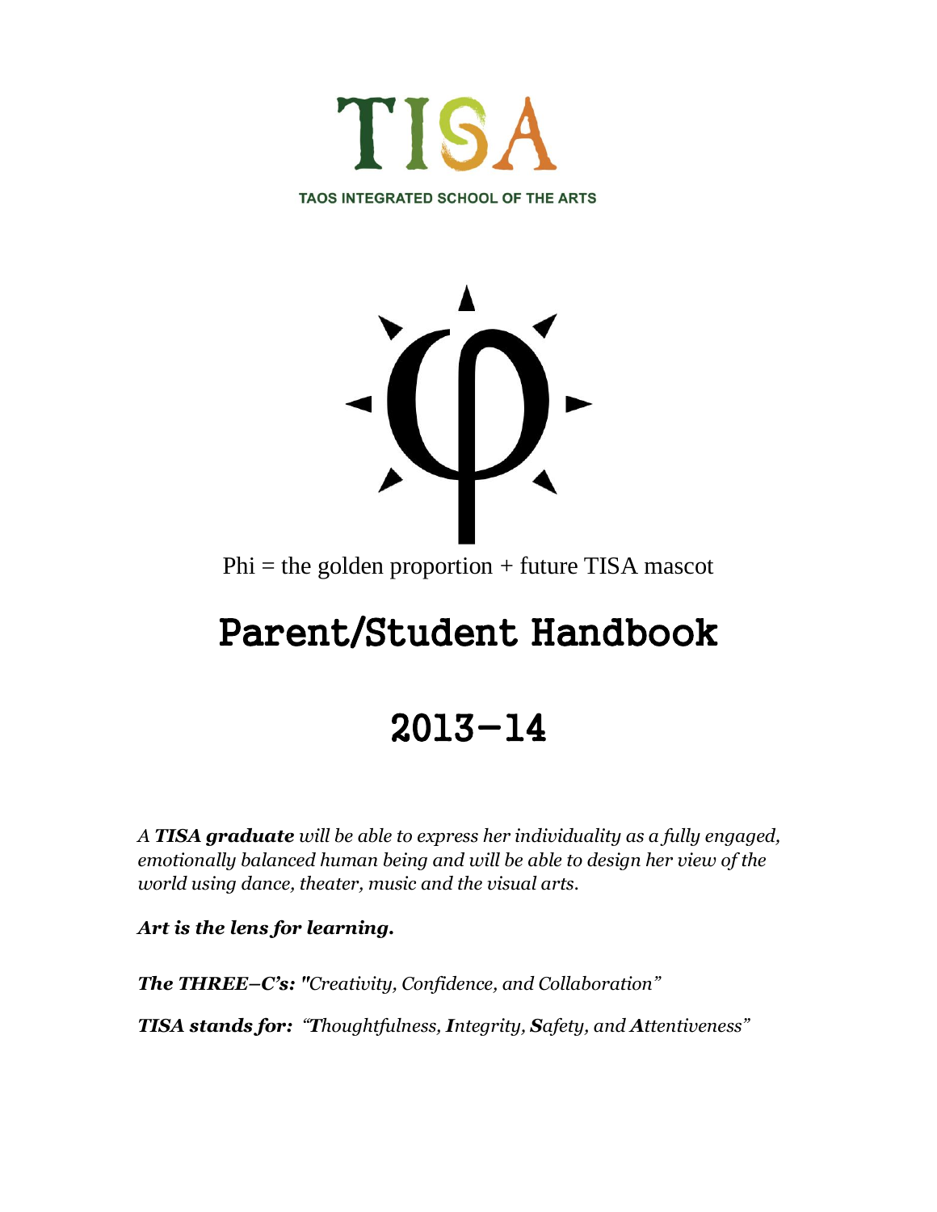# TISA

TAOS INTEGRATED SCHOOL OF THE ARTS

Phi = the golden proportion + future TISA mascot

# Parent/Student Handbook

# 2013-14

*A **TISA graduate** will be able to express her individuality as a fully engaged, emotionally balanced human being and will be able to design her view of the world using dance, theater, music and the visual arts.*

***Art is the lens for learning.***

***The THREE–C's:*** *"Creativity, Confidence, and Collaboration"*

***TISA stands for:*** *"**T**houghtfulness, **I**ntegrity, **S**afety, and **A**ttentiveness"*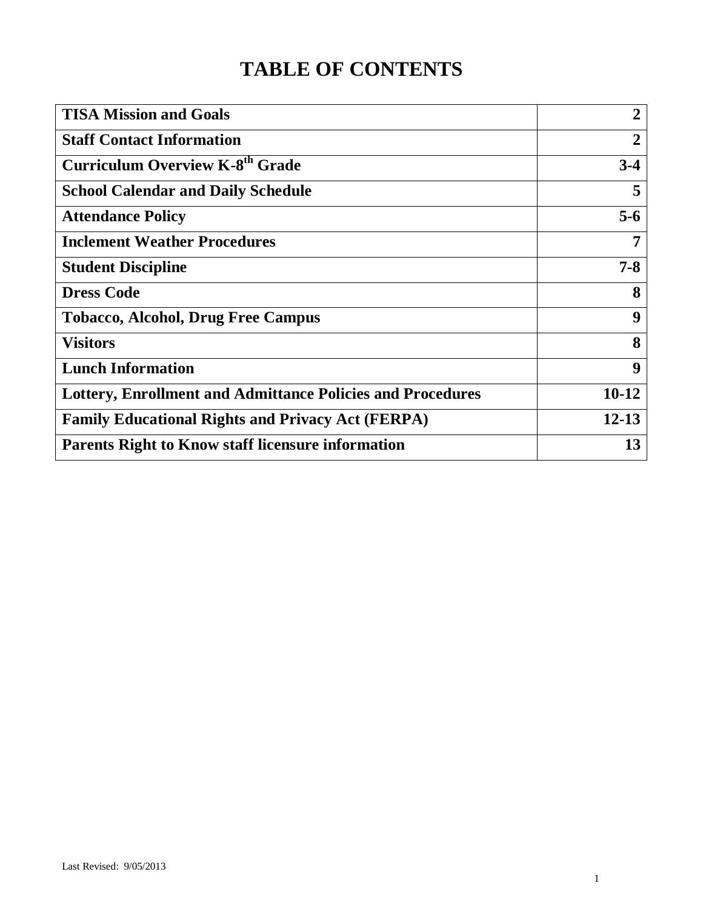# TABLE OF CONTENTS

| | |
|---|---|
| **TISA Mission and Goals** | **2** |
| **Staff Contact Information** | **2** |
| **Curriculum Overview K-8th Grade** | **3-4** |
| **School Calendar and Daily Schedule** | **5** |
| **Attendance Policy** | **5-6** |
| **Inclement Weather Procedures** | **7** |
| **Student Discipline** | **7-8** |
| **Dress Code** | **8** |
| **Tobacco, Alcohol, Drug Free Campus** | **9** |
| **Visitors** | **8** |
| **Lunch Information** | **9** |
| **Lottery, Enrollment and Admittance Policies and Procedures** | **10-12** |
| **Family Educational Rights and Privacy Act (FERPA)** | **12-13** |
| **Parents Right to Know staff licensure information** | **13** |

Last Revised: 9/05/2013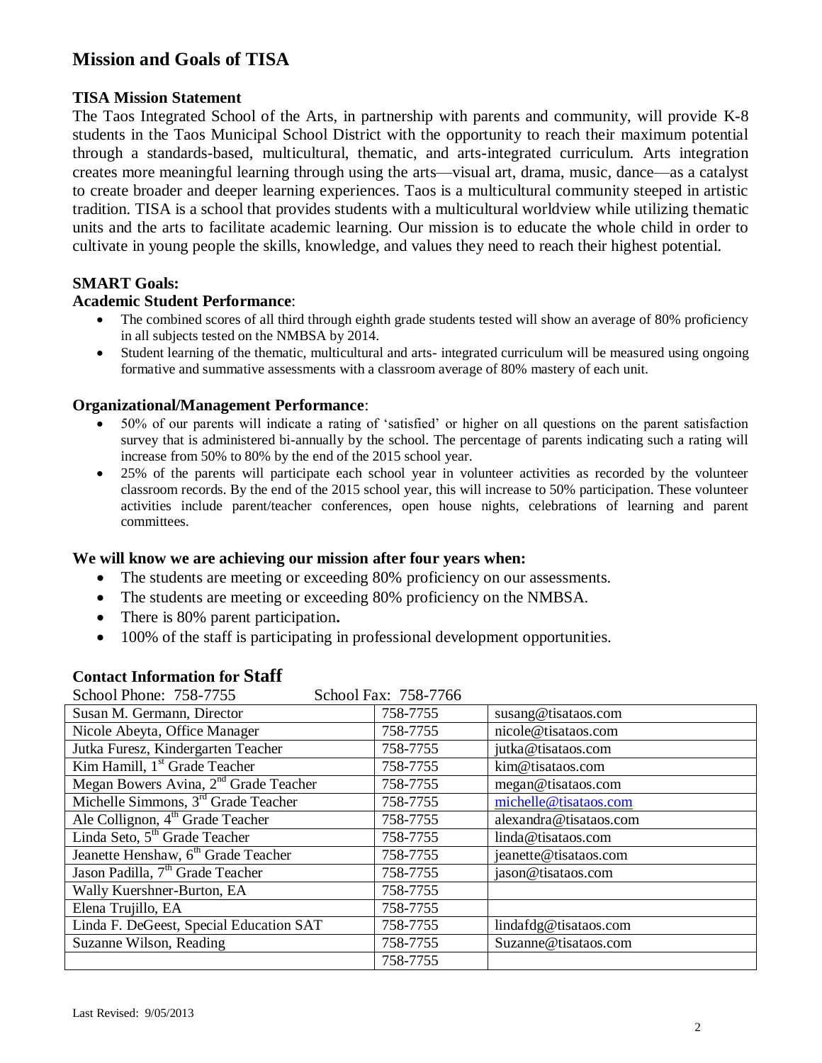## Mission and Goals of TISA

### TISA Mission Statement

The Taos Integrated School of the Arts, in partnership with parents and community, will provide K-8 students in the Taos Municipal School District with the opportunity to reach their maximum potential through a standards-based, multicultural, thematic, and arts-integrated curriculum. Arts integration creates more meaningful learning through using the arts—visual art, drama, music, dance—as a catalyst to create broader and deeper learning experiences. Taos is a multicultural community steeped in artistic tradition. TISA is a school that provides students with a multicultural worldview while utilizing thematic units and the arts to facilitate academic learning. Our mission is to educate the whole child in order to cultivate in young people the skills, knowledge, and values they need to reach their highest potential.

### SMART Goals:

**Academic Student Performance**:

- The combined scores of all third through eighth grade students tested will show an average of 80% proficiency in all subjects tested on the NMBSA by 2014.
- Student learning of the thematic, multicultural and arts- integrated curriculum will be measured using ongoing formative and summative assessments with a classroom average of 80% mastery of each unit.

**Organizational/Management Performance**:

- 50% of our parents will indicate a rating of 'satisfied' or higher on all questions on the parent satisfaction survey that is administered bi-annually by the school. The percentage of parents indicating such a rating will increase from 50% to 80% by the end of the 2015 school year.
- 25% of the parents will participate each school year in volunteer activities as recorded by the volunteer classroom records. By the end of the 2015 school year, this will increase to 50% participation. These volunteer activities include parent/teacher conferences, open house nights, celebrations of learning and parent committees.

**We will know we are achieving our mission after four years when:**

- The students are meeting or exceeding 80% proficiency on our assessments.
- The students are meeting or exceeding 80% proficiency on the NMBSA.
- There is 80% parent participation**.**
- 100% of the staff is participating in professional development opportunities.

### Contact Information for Staff

School Phone: 758-7755 School Fax: 758-7766

| | | |
|---|---|---|
| Susan M. Germann, Director | 758-7755 | susang@tisataos.com |
| Nicole Abeyta, Office Manager | 758-7755 | nicole@tisataos.com |
| Jutka Furesz, Kindergarten Teacher | 758-7755 | jutka@tisataos.com |
| Kim Hamill, 1st Grade Teacher | 758-7755 | kim@tisataos.com |
| Megan Bowers Avina, 2nd Grade Teacher | 758-7755 | megan@tisataos.com |
| Michelle Simmons, 3rd Grade Teacher | 758-7755 | michelle@tisataos.com |
| Ale Collignon, 4th Grade Teacher | 758-7755 | alexandra@tisataos.com |
| Linda Seto, 5th Grade Teacher | 758-7755 | linda@tisataos.com |
| Jeanette Henshaw, 6th Grade Teacher | 758-7755 | jeanette@tisataos.com |
| Jason Padilla, 7th Grade Teacher | 758-7755 | jason@tisataos.com |
| Wally Kuershner-Burton, EA | 758-7755 | |
| Elena Trujillo, EA | 758-7755 | |
| Linda F. DeGeest, Special Education SAT | 758-7755 | lindafdg@tisataos.com |
| Suzanne Wilson, Reading | 758-7755 | Suzanne@tisataos.com |
| | 758-7755 | |

Last Revised: 9/05/2013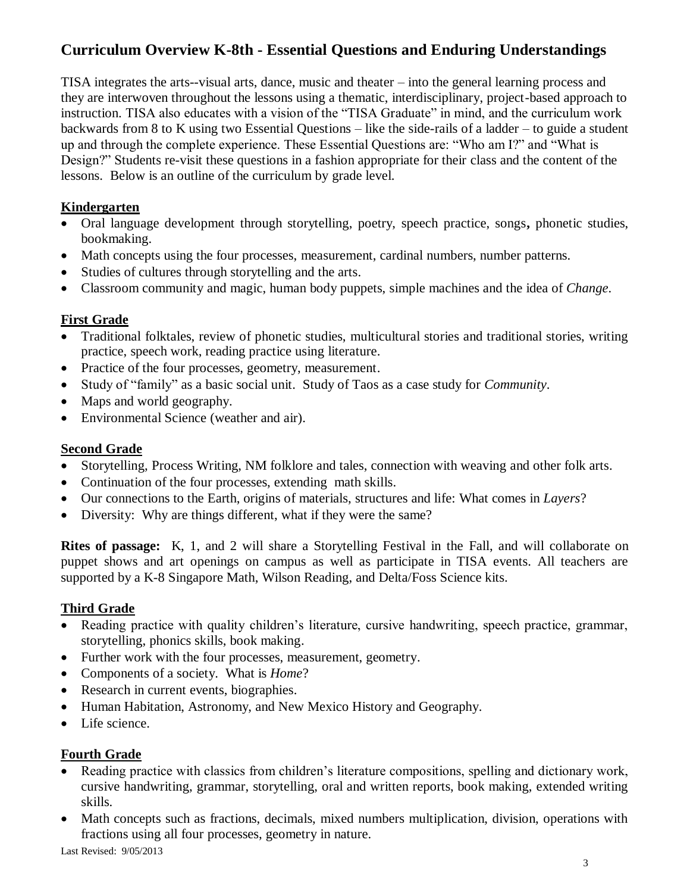## Curriculum Overview K-8th - Essential Questions and Enduring Understandings

TISA integrates the arts--visual arts, dance, music and theater – into the general learning process and they are interwoven throughout the lessons using a thematic, interdisciplinary, project-based approach to instruction. TISA also educates with a vision of the "TISA Graduate" in mind, and the curriculum work backwards from 8 to K using two Essential Questions – like the side-rails of a ladder – to guide a student up and through the complete experience. These Essential Questions are: "Who am I?" and "What is Design?" Students re-visit these questions in a fashion appropriate for their class and the content of the lessons. Below is an outline of the curriculum by grade level.

### Kindergarten

- Oral language development through storytelling, poetry, speech practice, songs**,** phonetic studies, bookmaking.
- Math concepts using the four processes, measurement, cardinal numbers, number patterns.
- Studies of cultures through storytelling and the arts.
- Classroom community and magic, human body puppets, simple machines and the idea of *Change*.

### First Grade

- Traditional folktales, review of phonetic studies, multicultural stories and traditional stories, writing practice, speech work, reading practice using literature.
- Practice of the four processes, geometry, measurement.
- Study of "family" as a basic social unit. Study of Taos as a case study for *Community*.
- Maps and world geography.
- Environmental Science (weather and air).

### Second Grade

- Storytelling, Process Writing, NM folklore and tales, connection with weaving and other folk arts.
- Continuation of the four processes, extending math skills.
- Our connections to the Earth, origins of materials, structures and life: What comes in *Layers*?
- Diversity: Why are things different, what if they were the same?

**Rites of passage:** K, 1, and 2 will share a Storytelling Festival in the Fall, and will collaborate on puppet shows and art openings on campus as well as participate in TISA events. All teachers are supported by a K-8 Singapore Math, Wilson Reading, and Delta/Foss Science kits.

### Third Grade

- Reading practice with quality children's literature, cursive handwriting, speech practice, grammar, storytelling, phonics skills, book making.
- Further work with the four processes, measurement, geometry.
- Components of a society. What is *Home*?
- Research in current events, biographies.
- Human Habitation, Astronomy, and New Mexico History and Geography.
- Life science.

### Fourth Grade

- Reading practice with classics from children's literature compositions, spelling and dictionary work, cursive handwriting, grammar, storytelling, oral and written reports, book making, extended writing skills.
- Math concepts such as fractions, decimals, mixed numbers multiplication, division, operations with fractions using all four processes, geometry in nature.

Last Revised: 9/05/2013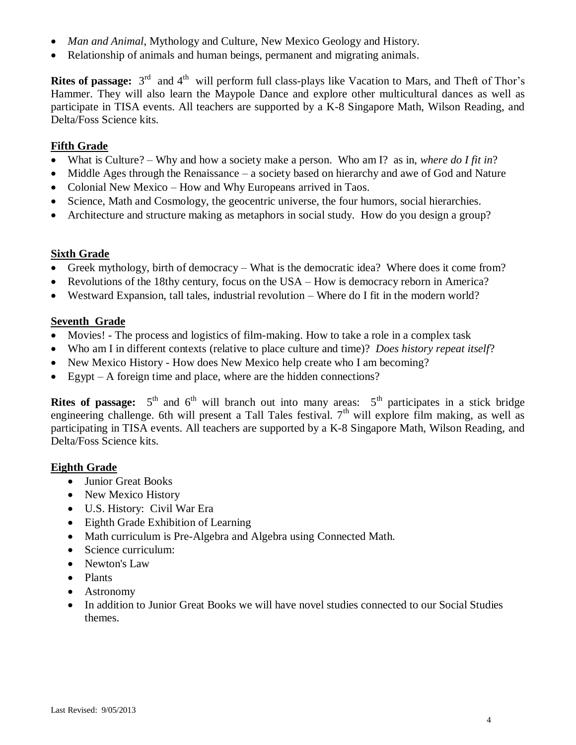- *Man and Animal*, Mythology and Culture, New Mexico Geology and History.
- Relationship of animals and human beings, permanent and migrating animals.

**Rites of passage:** 3rd and 4th will perform full class-plays like Vacation to Mars, and Theft of Thor's Hammer. They will also learn the Maypole Dance and explore other multicultural dances as well as participate in TISA events. All teachers are supported by a K-8 Singapore Math, Wilson Reading, and Delta/Foss Science kits.

### Fifth Grade

- What is Culture? – Why and how a society make a person. Who am I? as in, *where do I fit in*?
- Middle Ages through the Renaissance – a society based on hierarchy and awe of God and Nature
- Colonial New Mexico – How and Why Europeans arrived in Taos.
- Science, Math and Cosmology, the geocentric universe, the four humors, social hierarchies.
- Architecture and structure making as metaphors in social study. How do you design a group?

### Sixth Grade

- Greek mythology, birth of democracy – What is the democratic idea? Where does it come from?
- Revolutions of the 18thy century, focus on the USA – How is democracy reborn in America?
- Westward Expansion, tall tales, industrial revolution – Where do I fit in the modern world?

### Seventh Grade

- Movies! - The process and logistics of film-making. How to take a role in a complex task
- Who am I in different contexts (relative to place culture and time)? *Does history repeat itself*?
- New Mexico History - How does New Mexico help create who I am becoming?
- Egypt – A foreign time and place, where are the hidden connections?

**Rites of passage:** 5th and 6th will branch out into many areas: 5th participates in a stick bridge engineering challenge. 6th will present a Tall Tales festival. 7th will explore film making, as well as participating in TISA events. All teachers are supported by a K-8 Singapore Math, Wilson Reading, and Delta/Foss Science kits.

### Eighth Grade

- Junior Great Books
- New Mexico History
- U.S. History: Civil War Era
- Eighth Grade Exhibition of Learning
- Math curriculum is Pre-Algebra and Algebra using Connected Math.
- Science curriculum:
- Newton's Law
- Plants
- Astronomy
- In addition to Junior Great Books we will have novel studies connected to our Social Studies themes.

Last Revised: 9/05/2013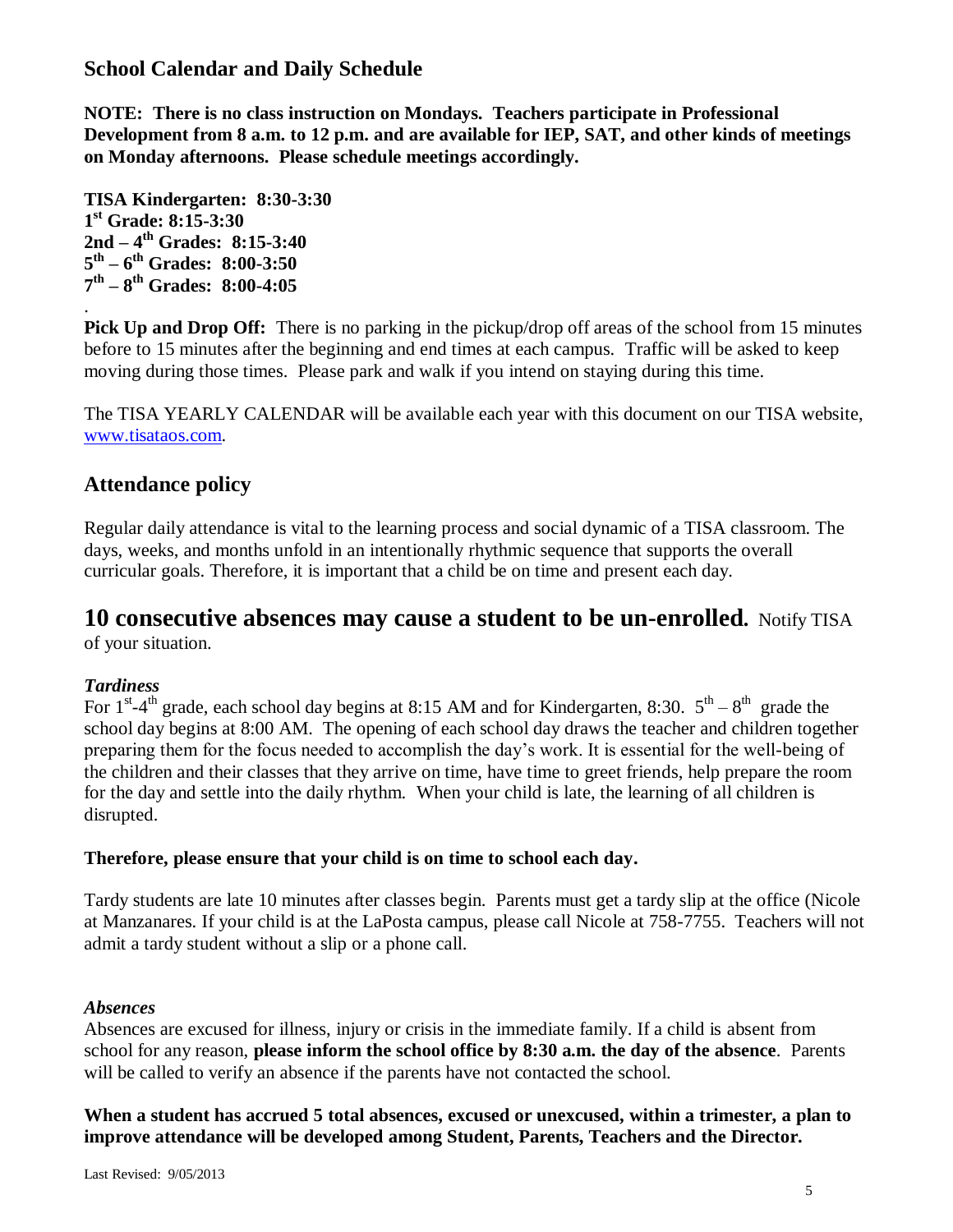## School Calendar and Daily Schedule

**NOTE: There is no class instruction on Mondays. Teachers participate in Professional Development from 8 a.m. to 12 p.m. and are available for IEP, SAT, and other kinds of meetings on Monday afternoons. Please schedule meetings accordingly.**

**TISA Kindergarten: 8:30-3:30**
**1st Grade: 8:15-3:30**
**2nd – 4th Grades: 8:15-3:40**
**5th – 6th Grades: 8:00-3:50**
**7th – 8th Grades: 8:00-4:05**

.

**Pick Up and Drop Off:** There is no parking in the pickup/drop off areas of the school from 15 minutes before to 15 minutes after the beginning and end times at each campus. Traffic will be asked to keep moving during those times. Please park and walk if you intend on staying during this time.

The TISA YEARLY CALENDAR will be available each year with this document on our TISA website, www.tisataos.com.

## Attendance policy

Regular daily attendance is vital to the learning process and social dynamic of a TISA classroom. The days, weeks, and months unfold in an intentionally rhythmic sequence that supports the overall curricular goals. Therefore, it is important that a child be on time and present each day.

**10 consecutive absences may cause a student to be un-enrolled.** Notify TISA of your situation.

### *Tardiness*

For 1st-4th grade, each school day begins at 8:15 AM and for Kindergarten, 8:30. 5th – 8th grade the school day begins at 8:00 AM. The opening of each school day draws the teacher and children together preparing them for the focus needed to accomplish the day's work. It is essential for the well-being of the children and their classes that they arrive on time, have time to greet friends, help prepare the room for the day and settle into the daily rhythm. When your child is late, the learning of all children is disrupted.

**Therefore, please ensure that your child is on time to school each day.**

Tardy students are late 10 minutes after classes begin. Parents must get a tardy slip at the office (Nicole at Manzanares. If your child is at the LaPosta campus, please call Nicole at 758-7755. Teachers will not admit a tardy student without a slip or a phone call.

### *Absences*

Absences are excused for illness, injury or crisis in the immediate family. If a child is absent from school for any reason, **please inform the school office by 8:30 a.m. the day of the absence**. Parents will be called to verify an absence if the parents have not contacted the school.

**When a student has accrued 5 total absences, excused or unexcused, within a trimester, a plan to improve attendance will be developed among Student, Parents, Teachers and the Director.**

Last Revised: 9/05/2013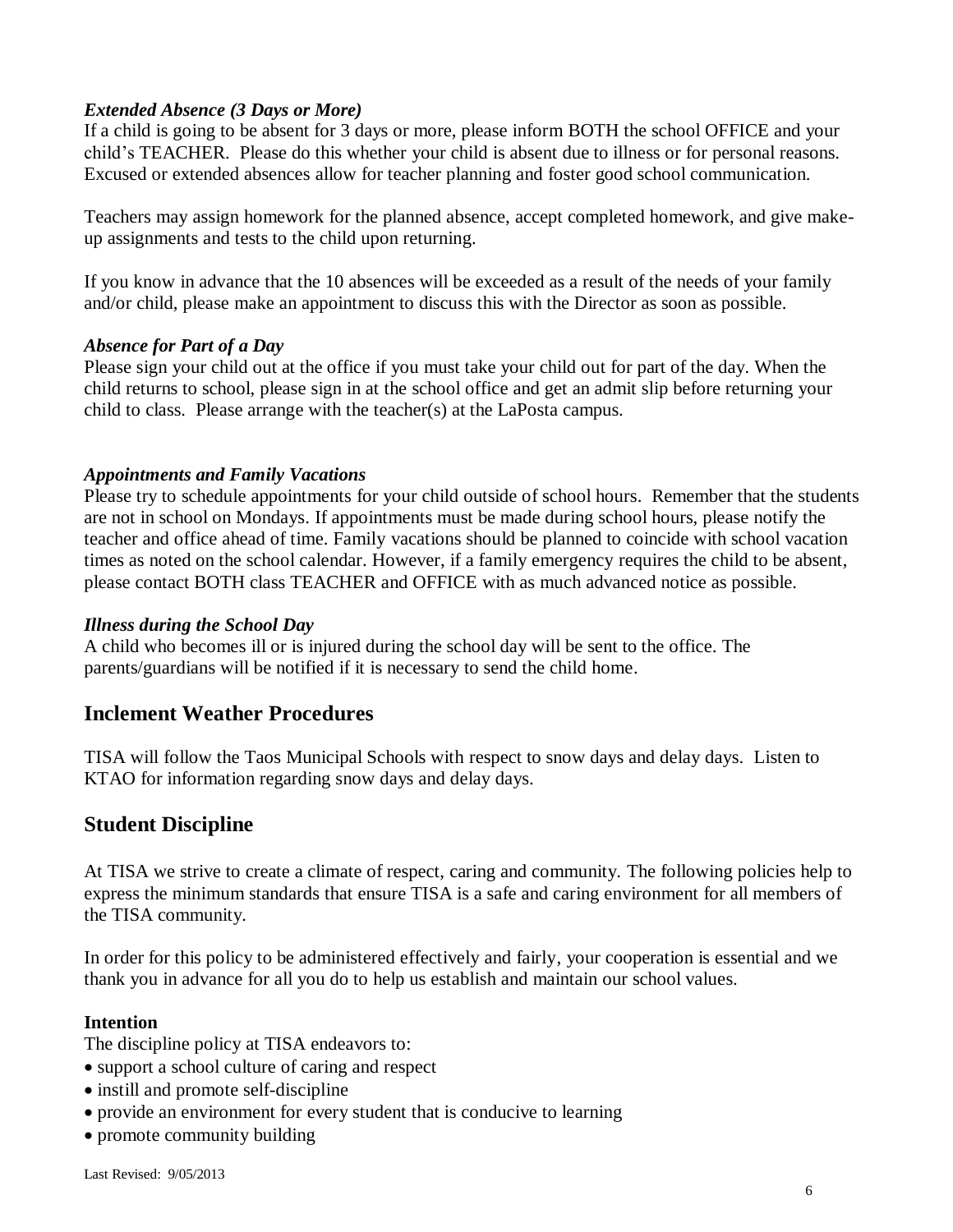### *Extended Absence (3 Days or More)*

If a child is going to be absent for 3 days or more, please inform BOTH the school OFFICE and your child's TEACHER. Please do this whether your child is absent due to illness or for personal reasons. Excused or extended absences allow for teacher planning and foster good school communication.

Teachers may assign homework for the planned absence, accept completed homework, and give make-up assignments and tests to the child upon returning.

If you know in advance that the 10 absences will be exceeded as a result of the needs of your family and/or child, please make an appointment to discuss this with the Director as soon as possible.

### *Absence for Part of a Day*

Please sign your child out at the office if you must take your child out for part of the day. When the child returns to school, please sign in at the school office and get an admit slip before returning your child to class. Please arrange with the teacher(s) at the LaPosta campus.

### *Appointments and Family Vacations*

Please try to schedule appointments for your child outside of school hours. Remember that the students are not in school on Mondays. If appointments must be made during school hours, please notify the teacher and office ahead of time. Family vacations should be planned to coincide with school vacation times as noted on the school calendar. However, if a family emergency requires the child to be absent, please contact BOTH class TEACHER and OFFICE with as much advanced notice as possible.

### *Illness during the School Day*

A child who becomes ill or is injured during the school day will be sent to the office. The parents/guardians will be notified if it is necessary to send the child home.

## Inclement Weather Procedures

TISA will follow the Taos Municipal Schools with respect to snow days and delay days. Listen to KTAO for information regarding snow days and delay days.

## Student Discipline

At TISA we strive to create a climate of respect, caring and community. The following policies help to express the minimum standards that ensure TISA is a safe and caring environment for all members of the TISA community.

In order for this policy to be administered effectively and fairly, your cooperation is essential and we thank you in advance for all you do to help us establish and maintain our school values.

**Intention**

The discipline policy at TISA endeavors to:

- support a school culture of caring and respect
- instill and promote self-discipline
- provide an environment for every student that is conducive to learning
- promote community building

Last Revised: 9/05/2013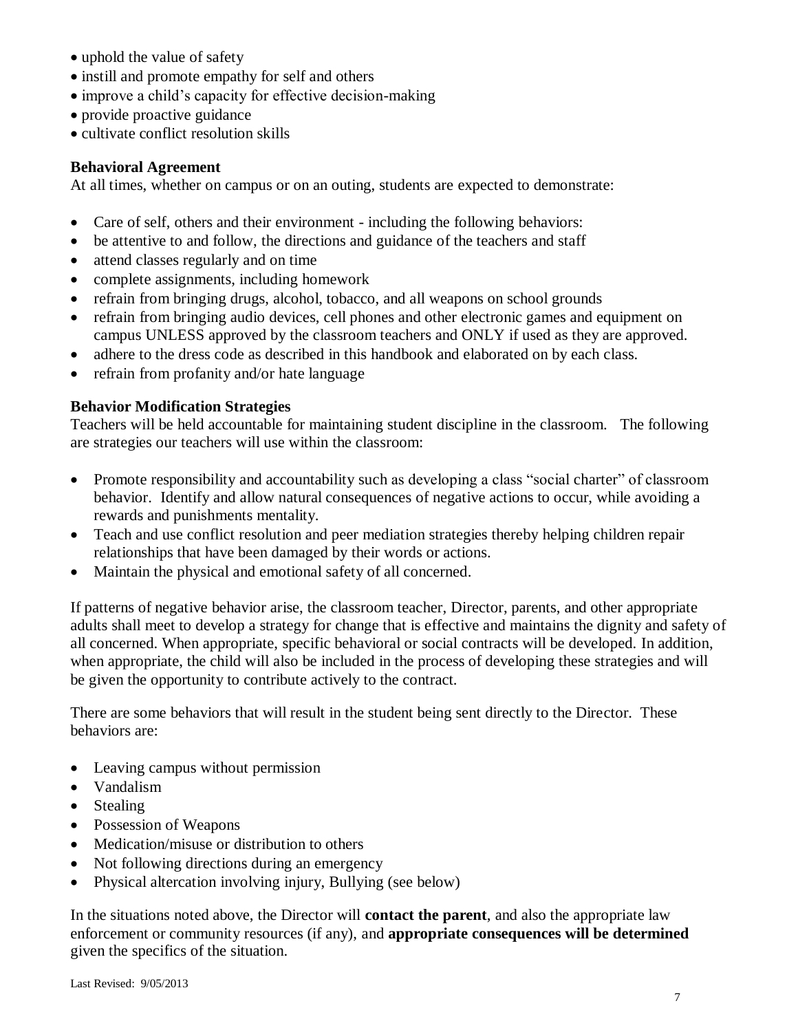- uphold the value of safety
- instill and promote empathy for self and others
- improve a child's capacity for effective decision-making
- provide proactive guidance
- cultivate conflict resolution skills

**Behavioral Agreement**

At all times, whether on campus or on an outing, students are expected to demonstrate:

- Care of self, others and their environment - including the following behaviors:
- be attentive to and follow, the directions and guidance of the teachers and staff
- attend classes regularly and on time
- complete assignments, including homework
- refrain from bringing drugs, alcohol, tobacco, and all weapons on school grounds
- refrain from bringing audio devices, cell phones and other electronic games and equipment on campus UNLESS approved by the classroom teachers and ONLY if used as they are approved.
- adhere to the dress code as described in this handbook and elaborated on by each class.
- refrain from profanity and/or hate language

**Behavior Modification Strategies**

Teachers will be held accountable for maintaining student discipline in the classroom. The following are strategies our teachers will use within the classroom:

- Promote responsibility and accountability such as developing a class "social charter" of classroom behavior. Identify and allow natural consequences of negative actions to occur, while avoiding a rewards and punishments mentality.
- Teach and use conflict resolution and peer mediation strategies thereby helping children repair relationships that have been damaged by their words or actions.
- Maintain the physical and emotional safety of all concerned.

If patterns of negative behavior arise, the classroom teacher, Director, parents, and other appropriate adults shall meet to develop a strategy for change that is effective and maintains the dignity and safety of all concerned. When appropriate, specific behavioral or social contracts will be developed. In addition, when appropriate, the child will also be included in the process of developing these strategies and will be given the opportunity to contribute actively to the contract.

There are some behaviors that will result in the student being sent directly to the Director. These behaviors are:

- Leaving campus without permission
- Vandalism
- Stealing
- Possession of Weapons
- Medication/misuse or distribution to others
- Not following directions during an emergency
- Physical altercation involving injury, Bullying (see below)

In the situations noted above, the Director will **contact the parent**, and also the appropriate law enforcement or community resources (if any), and **appropriate consequences will be determined** given the specifics of the situation.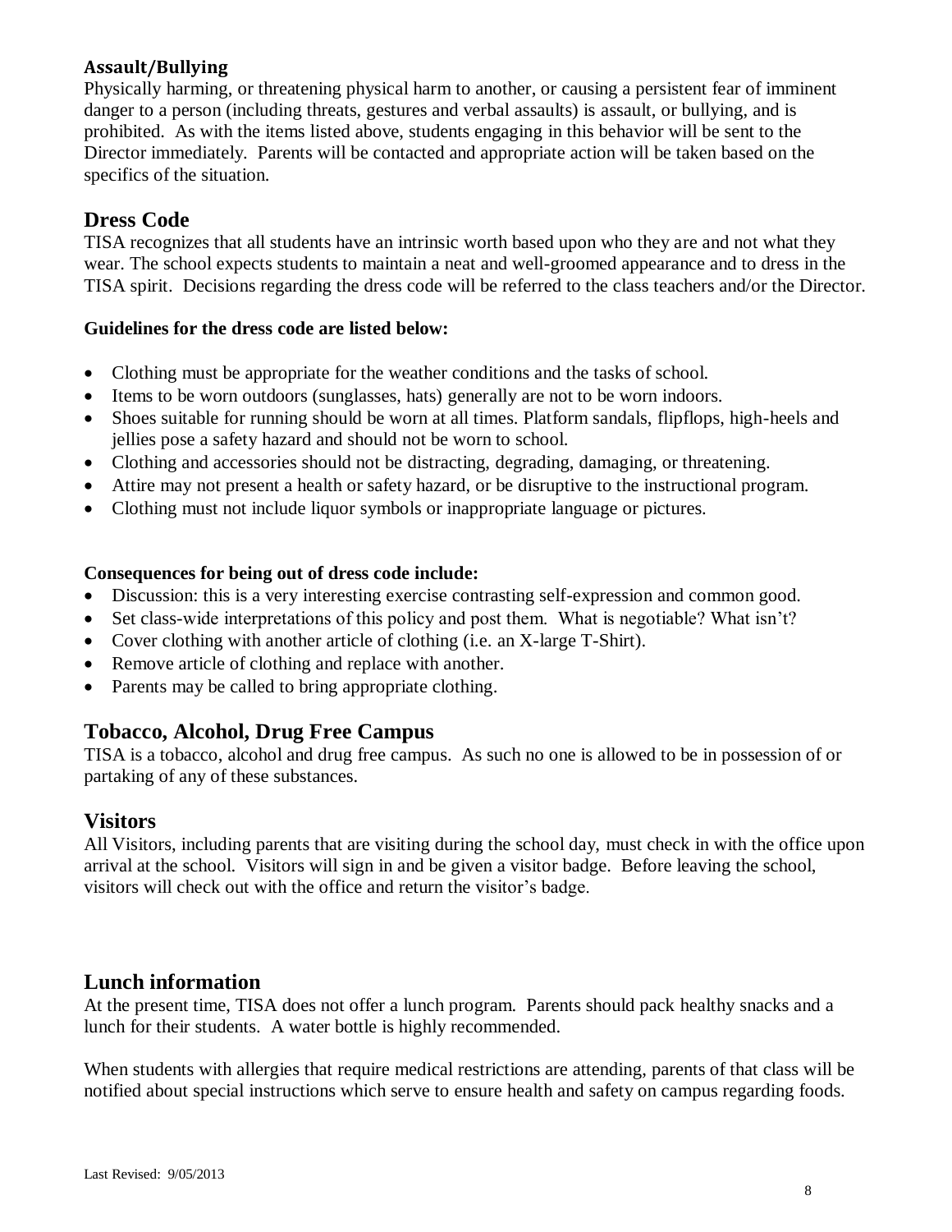### Assault/Bullying

Physically harming, or threatening physical harm to another, or causing a persistent fear of imminent danger to a person (including threats, gestures and verbal assaults) is assault, or bullying, and is prohibited. As with the items listed above, students engaging in this behavior will be sent to the Director immediately. Parents will be contacted and appropriate action will be taken based on the specifics of the situation.

## Dress Code

TISA recognizes that all students have an intrinsic worth based upon who they are and not what they wear. The school expects students to maintain a neat and well-groomed appearance and to dress in the TISA spirit. Decisions regarding the dress code will be referred to the class teachers and/or the Director.

**Guidelines for the dress code are listed below:**

- Clothing must be appropriate for the weather conditions and the tasks of school.
- Items to be worn outdoors (sunglasses, hats) generally are not to be worn indoors.
- Shoes suitable for running should be worn at all times. Platform sandals, flipflops, high-heels and jellies pose a safety hazard and should not be worn to school.
- Clothing and accessories should not be distracting, degrading, damaging, or threatening.
- Attire may not present a health or safety hazard, or be disruptive to the instructional program.
- Clothing must not include liquor symbols or inappropriate language or pictures.

**Consequences for being out of dress code include:**

- Discussion: this is a very interesting exercise contrasting self-expression and common good.
- Set class-wide interpretations of this policy and post them. What is negotiable? What isn't?
- Cover clothing with another article of clothing (i.e. an X-large T-Shirt).
- Remove article of clothing and replace with another.
- Parents may be called to bring appropriate clothing.

## Tobacco, Alcohol, Drug Free Campus

TISA is a tobacco, alcohol and drug free campus. As such no one is allowed to be in possession of or partaking of any of these substances.

## Visitors

All Visitors, including parents that are visiting during the school day, must check in with the office upon arrival at the school. Visitors will sign in and be given a visitor badge. Before leaving the school, visitors will check out with the office and return the visitor's badge.

## Lunch information

At the present time, TISA does not offer a lunch program. Parents should pack healthy snacks and a lunch for their students. A water bottle is highly recommended.

When students with allergies that require medical restrictions are attending, parents of that class will be notified about special instructions which serve to ensure health and safety on campus regarding foods.

Last Revised: 9/05/2013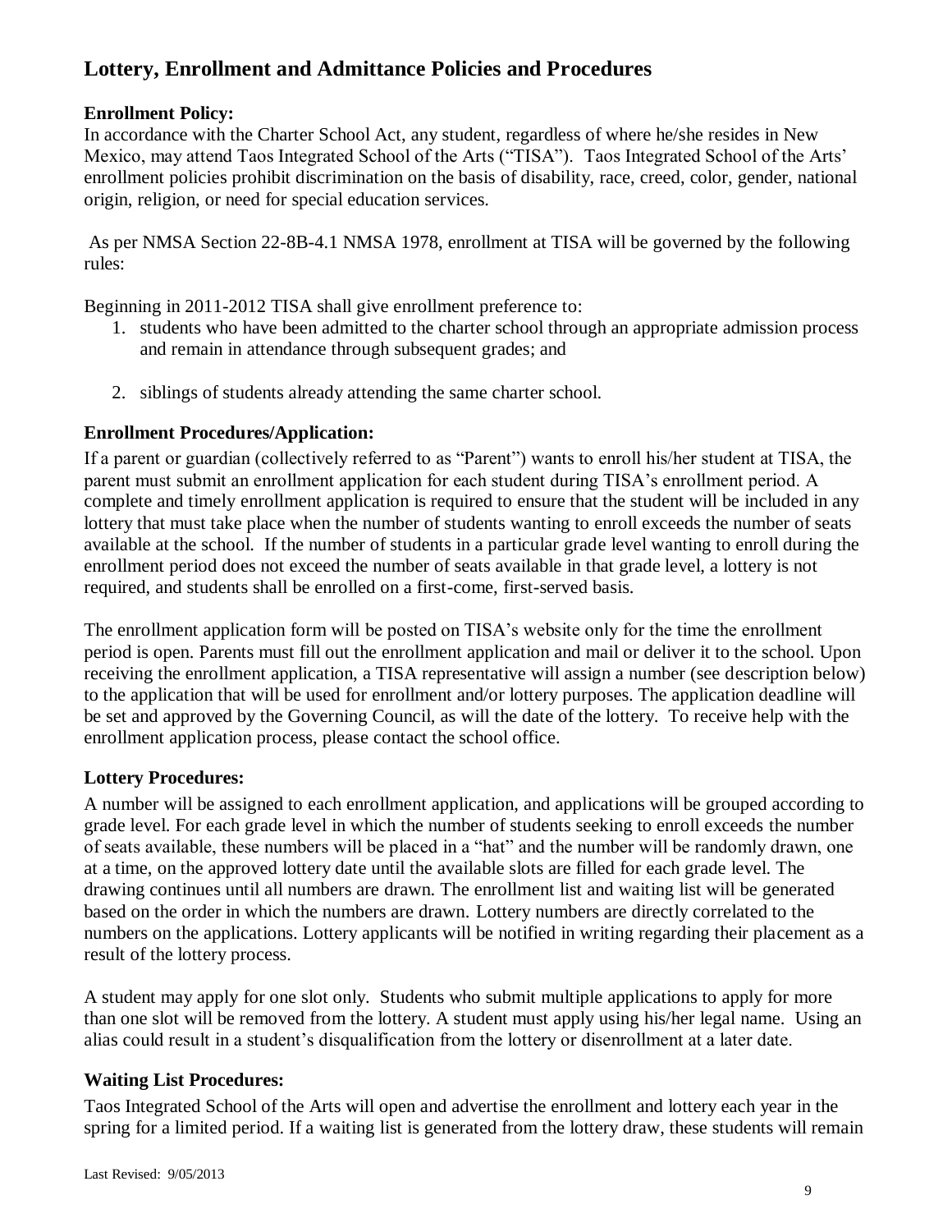## Lottery, Enrollment and Admittance Policies and Procedures

### Enrollment Policy:

In accordance with the Charter School Act, any student, regardless of where he/she resides in New Mexico, may attend Taos Integrated School of the Arts ("TISA"). Taos Integrated School of the Arts' enrollment policies prohibit discrimination on the basis of disability, race, creed, color, gender, national origin, religion, or need for special education services.

As per NMSA Section 22-8B-4.1 NMSA 1978, enrollment at TISA will be governed by the following rules:

Beginning in 2011-2012 TISA shall give enrollment preference to:

1. students who have been admitted to the charter school through an appropriate admission process and remain in attendance through subsequent grades; and
2. siblings of students already attending the same charter school.

### Enrollment Procedures/Application:

If a parent or guardian (collectively referred to as "Parent") wants to enroll his/her student at TISA, the parent must submit an enrollment application for each student during TISA's enrollment period. A complete and timely enrollment application is required to ensure that the student will be included in any lottery that must take place when the number of students wanting to enroll exceeds the number of seats available at the school. If the number of students in a particular grade level wanting to enroll during the enrollment period does not exceed the number of seats available in that grade level, a lottery is not required, and students shall be enrolled on a first-come, first-served basis.

The enrollment application form will be posted on TISA's website only for the time the enrollment period is open. Parents must fill out the enrollment application and mail or deliver it to the school. Upon receiving the enrollment application, a TISA representative will assign a number (see description below) to the application that will be used for enrollment and/or lottery purposes. The application deadline will be set and approved by the Governing Council, as will the date of the lottery. To receive help with the enrollment application process, please contact the school office.

### Lottery Procedures:

A number will be assigned to each enrollment application, and applications will be grouped according to grade level. For each grade level in which the number of students seeking to enroll exceeds the number of seats available, these numbers will be placed in a "hat" and the number will be randomly drawn, one at a time, on the approved lottery date until the available slots are filled for each grade level. The drawing continues until all numbers are drawn. The enrollment list and waiting list will be generated based on the order in which the numbers are drawn. Lottery numbers are directly correlated to the numbers on the applications. Lottery applicants will be notified in writing regarding their placement as a result of the lottery process.

A student may apply for one slot only. Students who submit multiple applications to apply for more than one slot will be removed from the lottery. A student must apply using his/her legal name. Using an alias could result in a student's disqualification from the lottery or disenrollment at a later date.

### Waiting List Procedures:

Taos Integrated School of the Arts will open and advertise the enrollment and lottery each year in the spring for a limited period. If a waiting list is generated from the lottery draw, these students will remain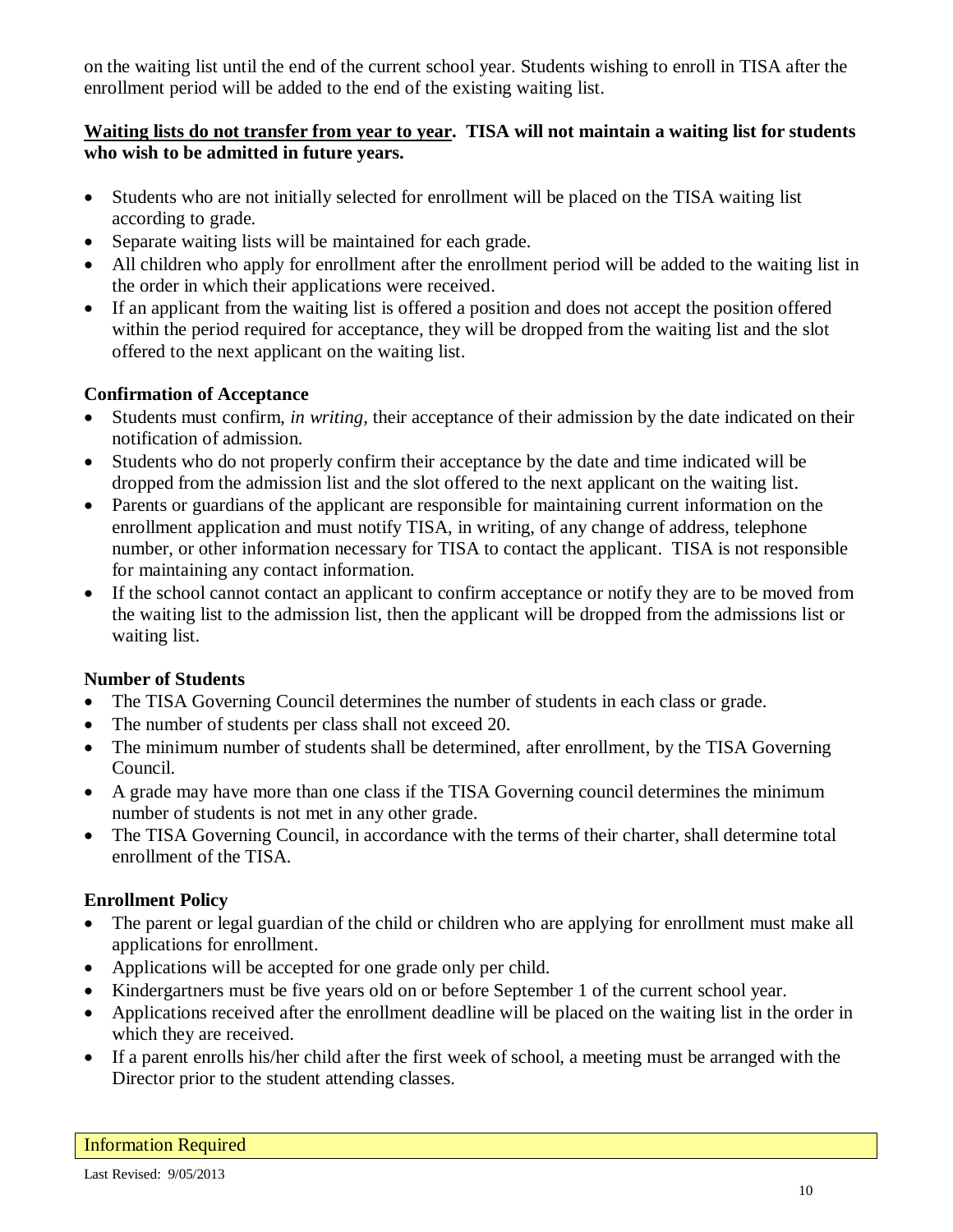on the waiting list until the end of the current school year. Students wishing to enroll in TISA after the enrollment period will be added to the end of the existing waiting list.

**Waiting lists do not transfer from year to year. TISA will not maintain a waiting list for students who wish to be admitted in future years.**

- Students who are not initially selected for enrollment will be placed on the TISA waiting list according to grade.
- Separate waiting lists will be maintained for each grade.
- All children who apply for enrollment after the enrollment period will be added to the waiting list in the order in which their applications were received.
- If an applicant from the waiting list is offered a position and does not accept the position offered within the period required for acceptance, they will be dropped from the waiting list and the slot offered to the next applicant on the waiting list.

### Confirmation of Acceptance

- Students must confirm, *in writing,* their acceptance of their admission by the date indicated on their notification of admission.
- Students who do not properly confirm their acceptance by the date and time indicated will be dropped from the admission list and the slot offered to the next applicant on the waiting list.
- Parents or guardians of the applicant are responsible for maintaining current information on the enrollment application and must notify TISA, in writing, of any change of address, telephone number, or other information necessary for TISA to contact the applicant. TISA is not responsible for maintaining any contact information.
- If the school cannot contact an applicant to confirm acceptance or notify they are to be moved from the waiting list to the admission list, then the applicant will be dropped from the admissions list or waiting list.

### Number of Students

- The TISA Governing Council determines the number of students in each class or grade.
- The number of students per class shall not exceed 20.
- The minimum number of students shall be determined, after enrollment, by the TISA Governing Council.
- A grade may have more than one class if the TISA Governing council determines the minimum number of students is not met in any other grade.
- The TISA Governing Council, in accordance with the terms of their charter, shall determine total enrollment of the TISA.

### Enrollment Policy

- The parent or legal guardian of the child or children who are applying for enrollment must make all applications for enrollment.
- Applications will be accepted for one grade only per child.
- Kindergartners must be five years old on or before September 1 of the current school year.
- Applications received after the enrollment deadline will be placed on the waiting list in the order in which they are received.
- If a parent enrolls his/her child after the first week of school, a meeting must be arranged with the Director prior to the student attending classes.

## Information Required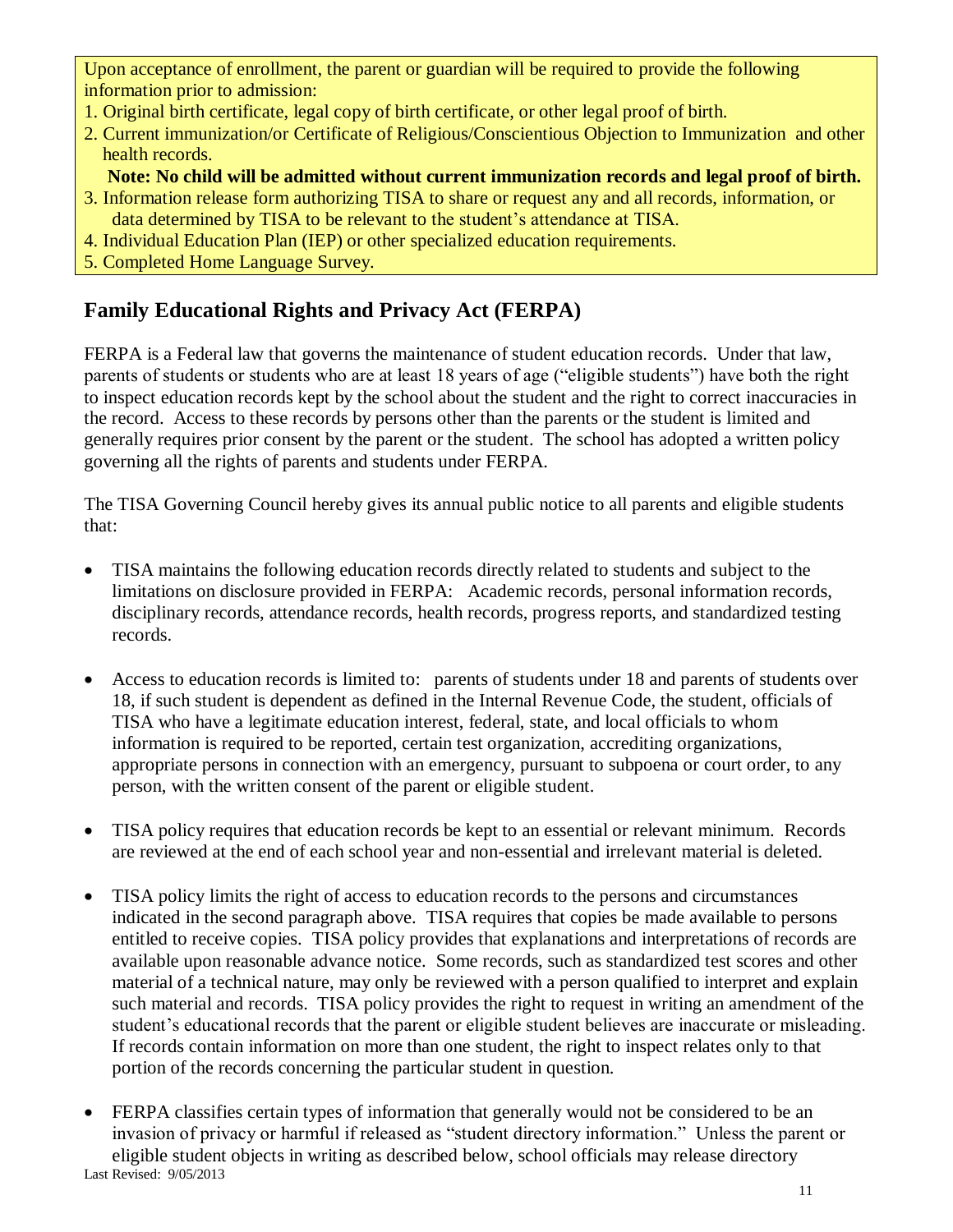Upon acceptance of enrollment, the parent or guardian will be required to provide the following information prior to admission:

1. Original birth certificate, legal copy of birth certificate, or other legal proof of birth.
2. Current immunization/or Certificate of Religious/Conscientious Objection to Immunization and other health records.
   **Note: No child will be admitted without current immunization records and legal proof of birth.**
3. Information release form authorizing TISA to share or request any and all records, information, or data determined by TISA to be relevant to the student's attendance at TISA.
4. Individual Education Plan (IEP) or other specialized education requirements.
5. Completed Home Language Survey.

## Family Educational Rights and Privacy Act (FERPA)

FERPA is a Federal law that governs the maintenance of student education records. Under that law, parents of students or students who are at least 18 years of age ("eligible students") have both the right to inspect education records kept by the school about the student and the right to correct inaccuracies in the record. Access to these records by persons other than the parents or the student is limited and generally requires prior consent by the parent or the student. The school has adopted a written policy governing all the rights of parents and students under FERPA.

The TISA Governing Council hereby gives its annual public notice to all parents and eligible students that:

- TISA maintains the following education records directly related to students and subject to the limitations on disclosure provided in FERPA: Academic records, personal information records, disciplinary records, attendance records, health records, progress reports, and standardized testing records.

- Access to education records is limited to: parents of students under 18 and parents of students over 18, if such student is dependent as defined in the Internal Revenue Code, the student, officials of TISA who have a legitimate education interest, federal, state, and local officials to whom information is required to be reported, certain test organization, accrediting organizations, appropriate persons in connection with an emergency, pursuant to subpoena or court order, to any person, with the written consent of the parent or eligible student.

- TISA policy requires that education records be kept to an essential or relevant minimum. Records are reviewed at the end of each school year and non-essential and irrelevant material is deleted.

- TISA policy limits the right of access to education records to the persons and circumstances indicated in the second paragraph above. TISA requires that copies be made available to persons entitled to receive copies. TISA policy provides that explanations and interpretations of records are available upon reasonable advance notice. Some records, such as standardized test scores and other material of a technical nature, may only be reviewed with a person qualified to interpret and explain such material and records. TISA policy provides the right to request in writing an amendment of the student's educational records that the parent or eligible student believes are inaccurate or misleading. If records contain information on more than one student, the right to inspect relates only to that portion of the records concerning the particular student in question.

- FERPA classifies certain types of information that generally would not be considered to be an invasion of privacy or harmful if released as "student directory information." Unless the parent or eligible student objects in writing as described below, school officials may release directory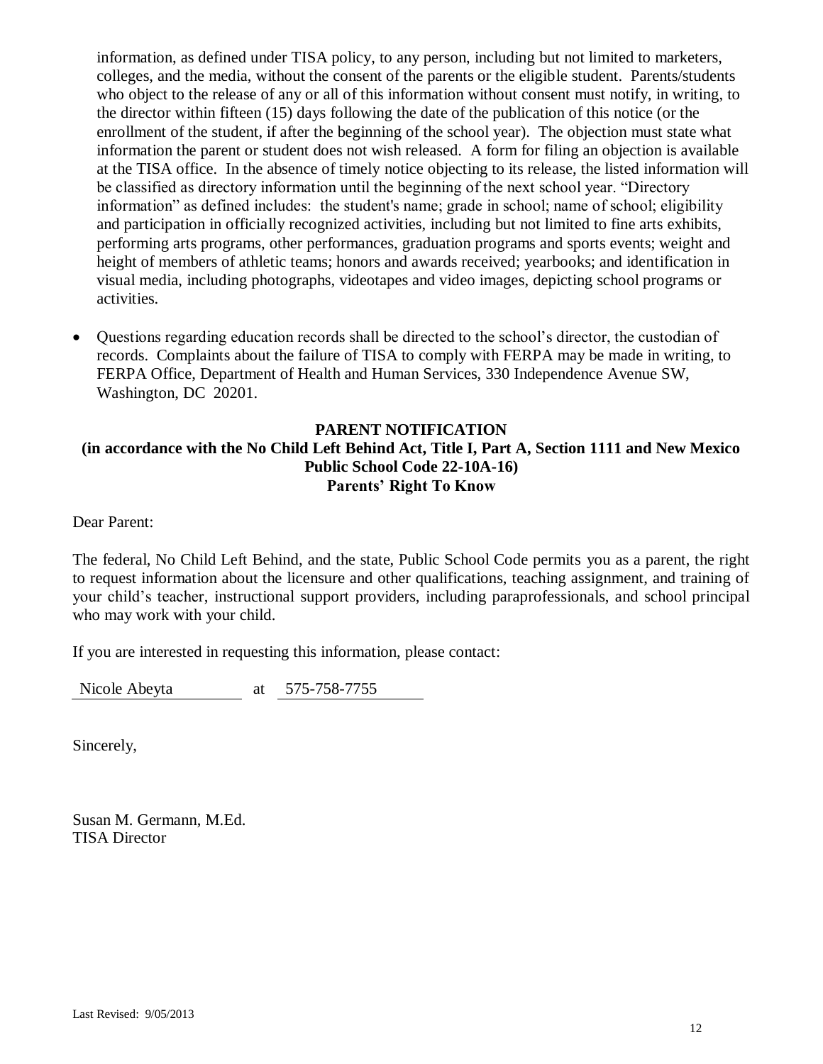information, as defined under TISA policy, to any person, including but not limited to marketers, colleges, and the media, without the consent of the parents or the eligible student. Parents/students who object to the release of any or all of this information without consent must notify, in writing, to the director within fifteen (15) days following the date of the publication of this notice (or the enrollment of the student, if after the beginning of the school year). The objection must state what information the parent or student does not wish released. A form for filing an objection is available at the TISA office. In the absence of timely notice objecting to its release, the listed information will be classified as directory information until the beginning of the next school year. "Directory information" as defined includes: the student's name; grade in school; name of school; eligibility and participation in officially recognized activities, including but not limited to fine arts exhibits, performing arts programs, other performances, graduation programs and sports events; weight and height of members of athletic teams; honors and awards received; yearbooks; and identification in visual media, including photographs, videotapes and video images, depicting school programs or activities.

- Questions regarding education records shall be directed to the school's director, the custodian of records. Complaints about the failure of TISA to comply with FERPA may be made in writing, to FERPA Office, Department of Health and Human Services, 330 Independence Avenue SW, Washington, DC 20201.

## PARENT NOTIFICATION
### (in accordance with the No Child Left Behind Act, Title I, Part A, Section 1111 and New Mexico Public School Code 22-10A-16)
### Parents' Right To Know

Dear Parent:

The federal, No Child Left Behind, and the state, Public School Code permits you as a parent, the right to request information about the licensure and other qualifications, teaching assignment, and training of your child's teacher, instructional support providers, including paraprofessionals, and school principal who may work with your child.

If you are interested in requesting this information, please contact:

Nicole Abeyta at 575-758-7755

Sincerely,

Susan M. Germann, M.Ed.
TISA Director

Last Revised: 9/05/2013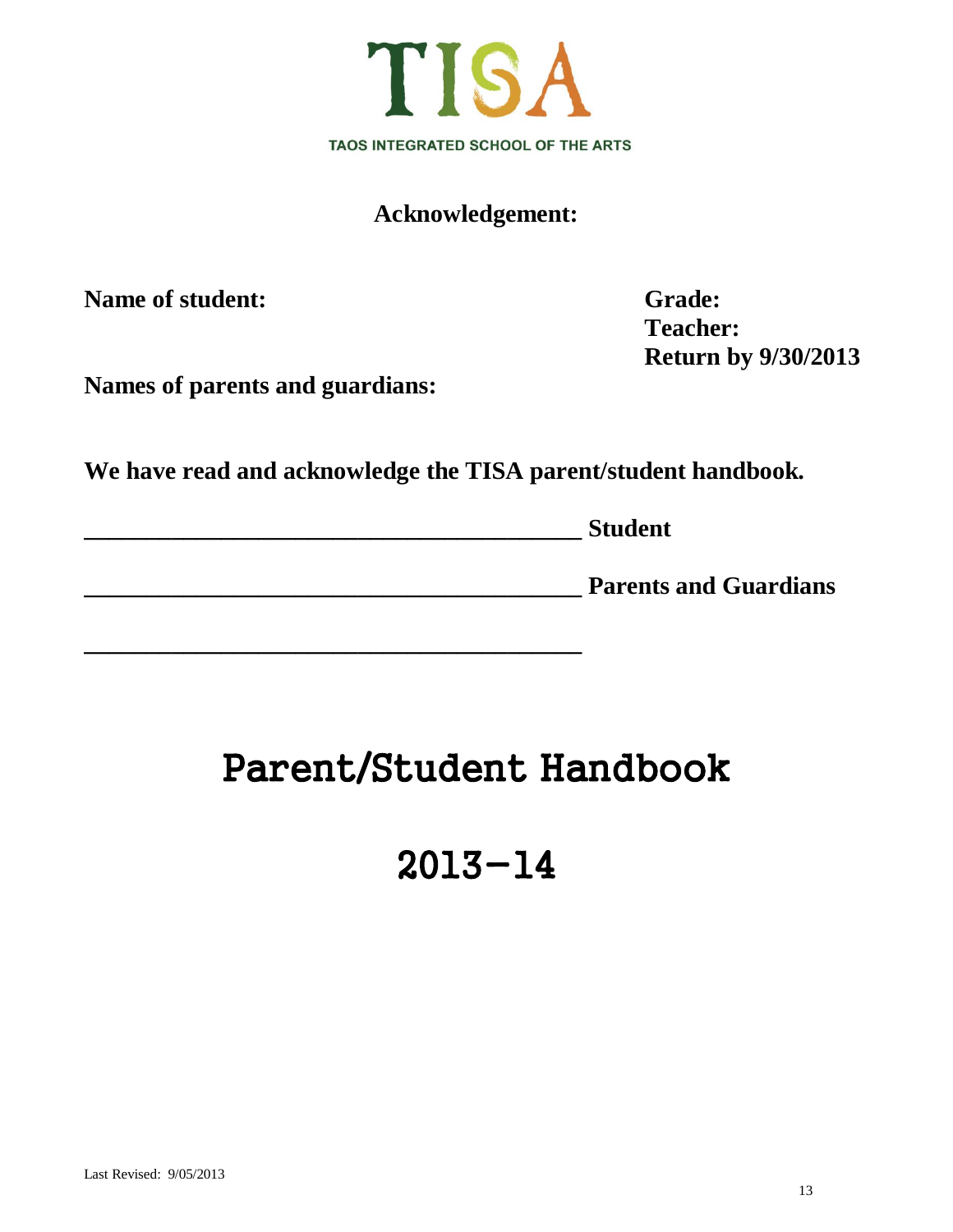TISA

TAOS INTEGRATED SCHOOL OF THE ARTS

## Acknowledgement:

**Name of student:**

**Grade:**
**Teacher:**
**Return by 9/30/2013**

**Names of parents and guardians:**

**We have read and acknowledge the TISA parent/student handbook.**

________________________________________ **Student**

________________________________________ **Parents and Guardians**

________________________________________

# Parent/Student Handbook

# 2013-14

Last Revised: 9/05/2013